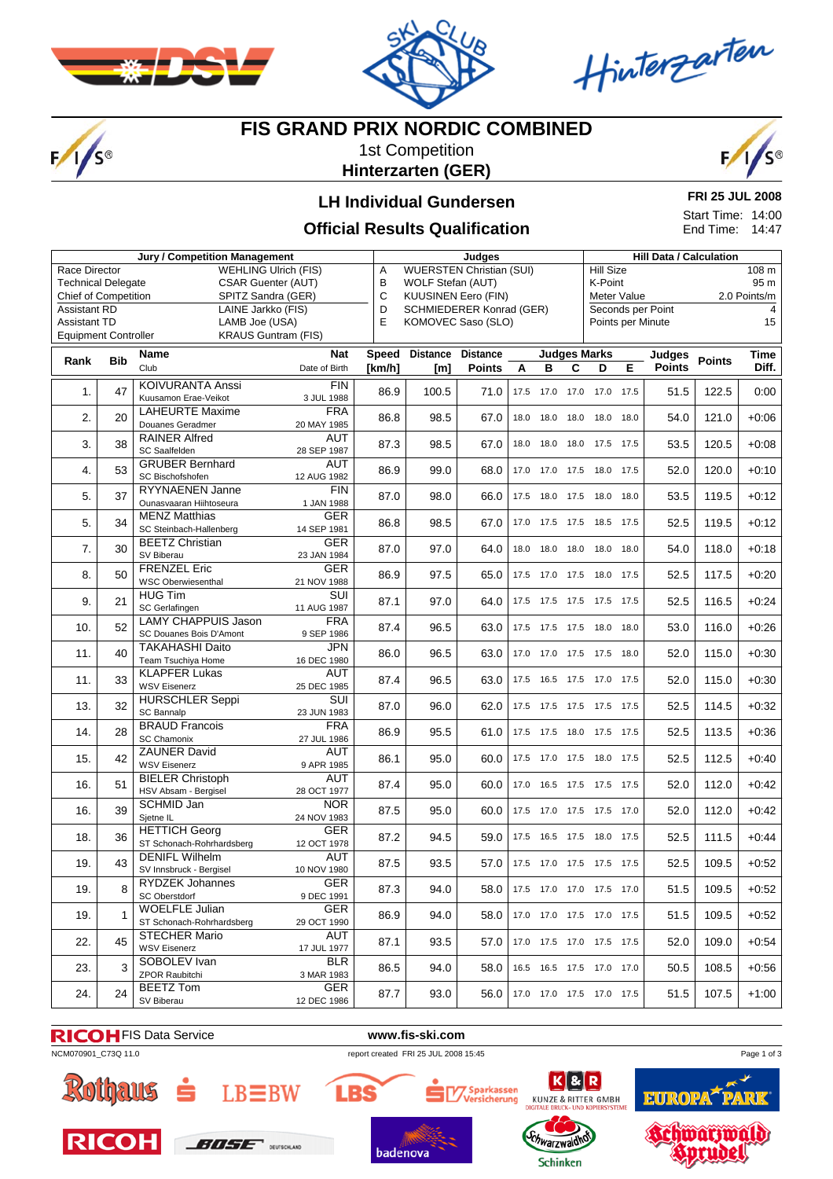# FIS GRAND PRIX NORDIC COMBINED

1st Competition

**Hinterzarten (GER)**

## LH Individual Gundersen

## Official Results Qualification

**FRI 25 JUL 2008**

Start Time: 14:00

End Time: 14:47

| Jury / Competition Management | | Judges | | Hill Data / Calculation | |
|---|---|---|---|---|---|
| Race Director | WEHLING Ulrich (FIS) | A | WUERSTEN Christian (SUI) | Hill Size | 108 m |
| Technical Delegate | CSAR Guenter (AUT) | B | WOLF Stefan (AUT) | K-Point | 95 m |
| Chief of Competition | SPITZ Sandra (GER) | C | KUUSINEN Eero (FIN) | Meter Value | 2.0 Points/m |
| Assistant RD | LAINE Jarkko (FIS) | D | SCHMIEDERER Konrad (GER) | Seconds per Point | 4 |
| Assistant TD | LAMB Joe (USA) | E | KOMOVEC Saso (SLO) | Points per Minute | 15 |
| Equipment Controller | KRAUS Guntram (FIS) | | | | |

| Rank | Bib | Name / Club | Nat / Date of Birth | Speed [km/h] | Distance [m] | Distance Points | A | B | C | D | E | Judges Points | Points | Time Diff. |
|---|---|---|---|---|---|---|---|---|---|---|---|---|---|---|
| 1. | 47 | KOIVURANTA Anssi<br>Kuusamon Erae-Veikot | FIN<br>3 JUL 1988 | 86.9 | 100.5 | 71.0 | 17.5 | 17.0 | 17.0 | 17.0 | 17.5 | 51.5 | 122.5 | 0:00 |
| 2. | 20 | LAHEURTE Maxime<br>Douanes Geradmer | FRA<br>20 MAY 1985 | 86.8 | 98.5 | 67.0 | 18.0 | 18.0 | 18.0 | 18.0 | 18.0 | 54.0 | 121.0 | +0:06 |
| 3. | 38 | RAINER Alfred<br>SC Saalfelden | AUT<br>28 SEP 1987 | 87.3 | 98.5 | 67.0 | 18.0 | 18.0 | 18.0 | 17.5 | 17.5 | 53.5 | 120.5 | +0:08 |
| 4. | 53 | GRUBER Bernhard<br>SC Bischofshofen | AUT<br>12 AUG 1982 | 86.9 | 99.0 | 68.0 | 17.0 | 17.0 | 17.5 | 18.0 | 17.5 | 52.0 | 120.0 | +0:10 |
| 5. | 37 | RYYNAENEN Janne<br>Ounasvaaran Hiihtoseura | FIN<br>1 JAN 1988 | 87.0 | 98.0 | 66.0 | 17.5 | 18.0 | 17.5 | 18.0 | 18.0 | 53.5 | 119.5 | +0:12 |
| 5. | 34 | MENZ Matthias<br>SC Steinbach-Hallenberg | GER<br>14 SEP 1981 | 86.8 | 98.5 | 67.0 | 17.0 | 17.5 | 17.5 | 18.5 | 17.5 | 52.5 | 119.5 | +0:12 |
| 7. | 30 | BEETZ Christian<br>SV Biberau | GER<br>23 JAN 1984 | 87.0 | 97.0 | 64.0 | 18.0 | 18.0 | 18.0 | 18.0 | 18.0 | 54.0 | 118.0 | +0:18 |
| 8. | 50 | FRENZEL Eric<br>WSC Oberwiesenthal | GER<br>21 NOV 1988 | 86.9 | 97.5 | 65.0 | 17.5 | 17.0 | 17.5 | 18.0 | 17.5 | 52.5 | 117.5 | +0:20 |
| 9. | 21 | HUG Tim<br>SC Gerlafingen | SUI<br>11 AUG 1987 | 87.1 | 97.0 | 64.0 | 17.5 | 17.5 | 17.5 | 17.5 | 17.5 | 52.5 | 116.5 | +0:24 |
| 10. | 52 | LAMY CHAPPUIS Jason<br>SC Douanes Bois D'Amont | FRA<br>9 SEP 1986 | 87.4 | 96.5 | 63.0 | 17.5 | 17.5 | 17.5 | 18.0 | 18.0 | 53.0 | 116.0 | +0:26 |
| 11. | 40 | TAKAHASHI Daito<br>Team Tsuchiya Home | JPN<br>16 DEC 1980 | 86.0 | 96.5 | 63.0 | 17.0 | 17.0 | 17.5 | 17.5 | 18.0 | 52.0 | 115.0 | +0:30 |
| 11. | 33 | KLAPFER Lukas<br>WSV Eisenerz | AUT<br>25 DEC 1985 | 87.4 | 96.5 | 63.0 | 17.5 | 16.5 | 17.5 | 17.0 | 17.5 | 52.0 | 115.0 | +0:30 |
| 13. | 32 | HURSCHLER Seppi<br>SC Bannalp | SUI<br>23 JUN 1983 | 87.0 | 96.0 | 62.0 | 17.5 | 17.5 | 17.5 | 17.5 | 17.5 | 52.5 | 114.5 | +0:32 |
| 14. | 28 | BRAUD Francois<br>SC Chamonix | FRA<br>27 JUL 1986 | 86.9 | 95.5 | 61.0 | 17.5 | 17.5 | 18.0 | 17.5 | 17.5 | 52.5 | 113.5 | +0:36 |
| 15. | 42 | ZAUNER David<br>WSV Eisenerz | AUT<br>9 APR 1985 | 86.1 | 95.0 | 60.0 | 17.5 | 17.0 | 17.5 | 18.0 | 17.5 | 52.5 | 112.5 | +0:40 |
| 16. | 51 | BIELER Christoph<br>HSV Absam - Bergisel | AUT<br>28 OCT 1977 | 87.4 | 95.0 | 60.0 | 17.0 | 16.5 | 17.5 | 17.5 | 17.5 | 52.0 | 112.0 | +0:42 |
| 16. | 39 | SCHMID Jan<br>Sjetne IL | NOR<br>24 NOV 1983 | 87.5 | 95.0 | 60.0 | 17.5 | 17.0 | 17.5 | 17.5 | 17.0 | 52.0 | 112.0 | +0:42 |
| 18. | 36 | HETTICH Georg<br>ST Schonach-Rohrhardsberg | GER<br>12 OCT 1978 | 87.2 | 94.5 | 59.0 | 17.5 | 16.5 | 17.5 | 18.0 | 17.5 | 52.5 | 111.5 | +0:44 |
| 19. | 43 | DENIFL Wilhelm<br>SV Innsbruck - Bergisel | AUT<br>10 NOV 1980 | 87.5 | 93.5 | 57.0 | 17.5 | 17.0 | 17.5 | 17.5 | 17.5 | 52.5 | 109.5 | +0:52 |
| 19. | 8 | RYDZEK Johannes<br>SC Oberstdorf | GER<br>9 DEC 1991 | 87.3 | 94.0 | 58.0 | 17.5 | 17.0 | 17.0 | 17.5 | 17.0 | 51.5 | 109.5 | +0:52 |
| 19. | 1 | WOELFLE Julian<br>ST Schonach-Rohrhardsberg | GER<br>29 OCT 1990 | 86.9 | 94.0 | 58.0 | 17.0 | 17.0 | 17.5 | 17.0 | 17.5 | 51.5 | 109.5 | +0:52 |
| 22. | 45 | STECHER Mario<br>WSV Eisenerz | AUT<br>17 JUL 1977 | 87.1 | 93.5 | 57.0 | 17.0 | 17.5 | 17.0 | 17.5 | 17.5 | 52.0 | 109.0 | +0:54 |
| 23. | 3 | SOBOLEV Ivan<br>ZPOR Raubitchi | BLR<br>3 MAR 1983 | 86.5 | 94.0 | 58.0 | 16.5 | 16.5 | 17.5 | 17.0 | 17.0 | 50.5 | 108.5 | +0:56 |
| 24. | 24 | BEETZ Tom<br>SV Biberau | GER<br>12 DEC 1986 | 87.7 | 93.0 | 56.0 | 17.0 | 17.0 | 17.5 | 17.0 | 17.5 | 51.5 | 107.5 | +1:00 |

RICOH FIS Data Service www.fis-ski.com

NCM070901_C73Q 11.0 report created FRI 25 JUL 2008 15:45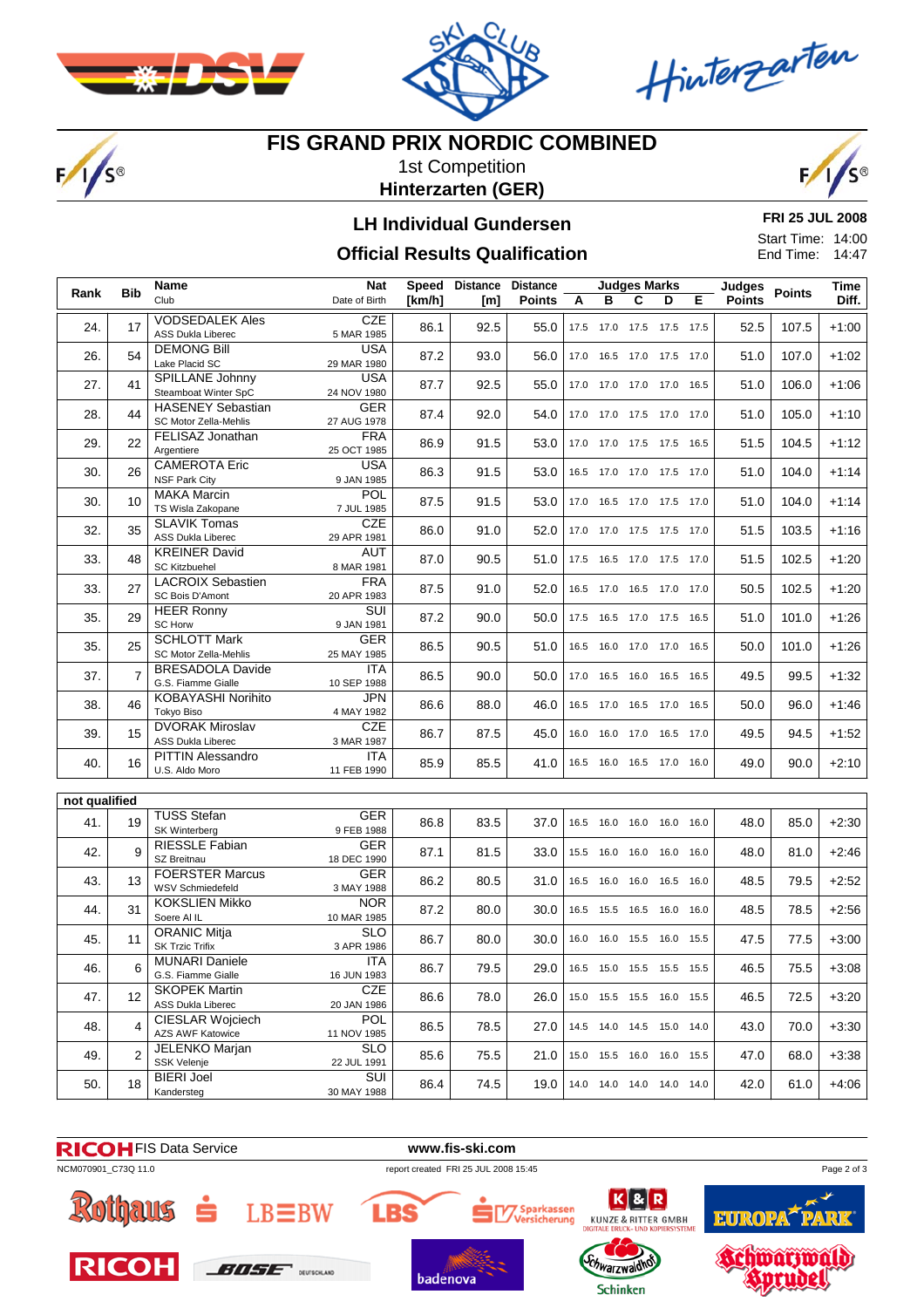# FIS GRAND PRIX NORDIC COMBINED

1st Competition

**Hinterzarten (GER)**

## LH Individual Gundersen

## Official Results Qualification

**FRI 25 JUL 2008**

Start Time: 14:00

End Time: 14:47

| Rank | Bib | Name / Club | Nat / Date of Birth | Speed [km/h] | Distance [m] | Distance Points | Judges Marks A | B | C | D | E | Judges Points | Points | Time Diff. |
|---|---|---|---|---|---|---|---|---|---|---|---|---|---|---|
| 24. | 17 | VODSEDALEK Ales / ASS Dukla Liberec | CZE / 5 MAR 1985 | 86.1 | 92.5 | 55.0 | 17.5 | 17.0 | 17.5 | 17.5 | 17.5 | 52.5 | 107.5 | +1:00 |
| 26. | 54 | DEMONG Bill / Lake Placid SC | USA / 29 MAR 1980 | 87.2 | 93.0 | 56.0 | 17.0 | 16.5 | 17.0 | 17.5 | 17.0 | 51.0 | 107.0 | +1:02 |
| 27. | 41 | SPILLANE Johnny / Steamboat Winter SpC | USA / 24 NOV 1980 | 87.7 | 92.5 | 55.0 | 17.0 | 17.0 | 17.0 | 17.0 | 16.5 | 51.0 | 106.0 | +1:06 |
| 28. | 44 | HASENEY Sebastian / SC Motor Zella-Mehlis | GER / 27 AUG 1978 | 87.4 | 92.0 | 54.0 | 17.0 | 17.0 | 17.5 | 17.0 | 17.0 | 51.0 | 105.0 | +1:10 |
| 29. | 22 | FELISAZ Jonathan / Argentiere | FRA / 25 OCT 1985 | 86.9 | 91.5 | 53.0 | 17.0 | 17.0 | 17.5 | 17.5 | 16.5 | 51.5 | 104.5 | +1:12 |
| 30. | 26 | CAMEROTA Eric / NSF Park City | USA / 9 JAN 1985 | 86.3 | 91.5 | 53.0 | 16.5 | 17.0 | 17.0 | 17.5 | 17.0 | 51.0 | 104.0 | +1:14 |
| 30. | 10 | MAKA Marcin / TS Wisla Zakopane | POL / 7 JUL 1985 | 87.5 | 91.5 | 53.0 | 17.0 | 16.5 | 17.0 | 17.5 | 17.0 | 51.0 | 104.0 | +1:14 |
| 32. | 35 | SLAVIK Tomas / ASS Dukla Liberec | CZE / 29 APR 1981 | 86.0 | 91.0 | 52.0 | 17.0 | 17.0 | 17.5 | 17.5 | 17.0 | 51.5 | 103.5 | +1:16 |
| 33. | 48 | KREINER David / SC Kitzbuehel | AUT / 8 MAR 1981 | 87.0 | 90.5 | 51.0 | 17.5 | 16.5 | 17.0 | 17.5 | 17.0 | 51.5 | 102.5 | +1:20 |
| 33. | 27 | LACROIX Sebastien / SC Bois D'Amont | FRA / 20 APR 1983 | 87.5 | 91.0 | 52.0 | 16.5 | 17.0 | 16.5 | 17.0 | 17.0 | 50.5 | 102.5 | +1:20 |
| 35. | 29 | HEER Ronny / SC Horw | SUI / 9 JAN 1981 | 87.2 | 90.0 | 50.0 | 17.5 | 16.5 | 17.0 | 17.5 | 16.5 | 51.0 | 101.0 | +1:26 |
| 35. | 25 | SCHLOTT Mark / SC Motor Zella-Mehlis | GER / 25 MAY 1985 | 86.5 | 90.5 | 51.0 | 16.5 | 16.0 | 17.0 | 17.0 | 16.5 | 50.0 | 101.0 | +1:26 |
| 37. | 7 | BRESADOLA Davide / G.S. Fiamme Gialle | ITA / 10 SEP 1988 | 86.5 | 90.0 | 50.0 | 17.0 | 16.5 | 16.0 | 16.5 | 16.5 | 49.5 | 99.5 | +1:32 |
| 38. | 46 | KOBAYASHI Norihito / Tokyo Biso | JPN / 4 MAY 1982 | 86.6 | 88.0 | 46.0 | 16.5 | 17.0 | 16.5 | 17.0 | 16.5 | 50.0 | 96.0 | +1:46 |
| 39. | 15 | DVORAK Miroslav / ASS Dukla Liberec | CZE / 3 MAR 1987 | 86.7 | 87.5 | 45.0 | 16.0 | 16.0 | 17.0 | 16.5 | 17.0 | 49.5 | 94.5 | +1:52 |
| 40. | 16 | PITTIN Alessandro / U.S. Aldo Moro | ITA / 11 FEB 1990 | 85.9 | 85.5 | 41.0 | 16.5 | 16.0 | 16.5 | 17.0 | 16.0 | 49.0 | 90.0 | +2:10 |
| **not qualified** | | | | | | | | | | | | | | |
| 41. | 19 | TUSS Stefan / SK Winterberg | GER / 9 FEB 1988 | 86.8 | 83.5 | 37.0 | 16.5 | 16.0 | 16.0 | 16.0 | 16.0 | 48.0 | 85.0 | +2:30 |
| 42. | 9 | RIESSLE Fabian / SZ Breitnau | GER / 18 DEC 1990 | 87.1 | 81.5 | 33.0 | 15.5 | 16.0 | 16.0 | 16.0 | 16.0 | 48.0 | 81.0 | +2:46 |
| 43. | 13 | FOERSTER Marcus / WSV Schmiedefeld | GER / 3 MAY 1988 | 86.2 | 80.5 | 31.0 | 16.5 | 16.0 | 16.0 | 16.5 | 16.0 | 48.5 | 79.5 | +2:52 |
| 44. | 31 | KOKSLIEN Mikko / Soere Al IL | NOR / 10 MAR 1985 | 87.2 | 80.0 | 30.0 | 16.5 | 15.5 | 16.5 | 16.0 | 16.0 | 48.5 | 78.5 | +2:56 |
| 45. | 11 | ORANIC Mitja / SK Trzic Trifix | SLO / 3 APR 1986 | 86.7 | 80.0 | 30.0 | 16.0 | 16.0 | 15.5 | 16.0 | 15.5 | 47.5 | 77.5 | +3:00 |
| 46. | 6 | MUNARI Daniele / G.S. Fiamme Gialle | ITA / 16 JUN 1983 | 86.7 | 79.5 | 29.0 | 16.5 | 15.0 | 15.5 | 15.5 | 15.5 | 46.5 | 75.5 | +3:08 |
| 47. | 12 | SKOPEK Martin / ASS Dukla Liberec | CZE / 20 JAN 1986 | 86.6 | 78.0 | 26.0 | 15.0 | 15.5 | 15.5 | 16.0 | 15.5 | 46.5 | 72.5 | +3:20 |
| 48. | 4 | CIESLAR Wojciech / AZS AWF Katowice | POL / 11 NOV 1985 | 86.5 | 78.5 | 27.0 | 14.5 | 14.0 | 14.5 | 15.0 | 14.0 | 43.0 | 70.0 | +3:30 |
| 49. | 2 | JELENKO Marjan / SSK Velenje | SLO / 22 JUL 1991 | 85.6 | 75.5 | 21.0 | 15.0 | 15.5 | 16.0 | 16.0 | 15.5 | 47.0 | 68.0 | +3:38 |
| 50. | 18 | BIERI Joel / Kandersteg | SUI / 30 MAY 1988 | 86.4 | 74.5 | 19.0 | 14.0 | 14.0 | 14.0 | 14.0 | 14.0 | 42.0 | 61.0 | +4:06 |

RICOH FIS Data Service www.fis-ski.com

NCM070901_C73Q 11.0 report created FRI 25 JUL 2008 15:45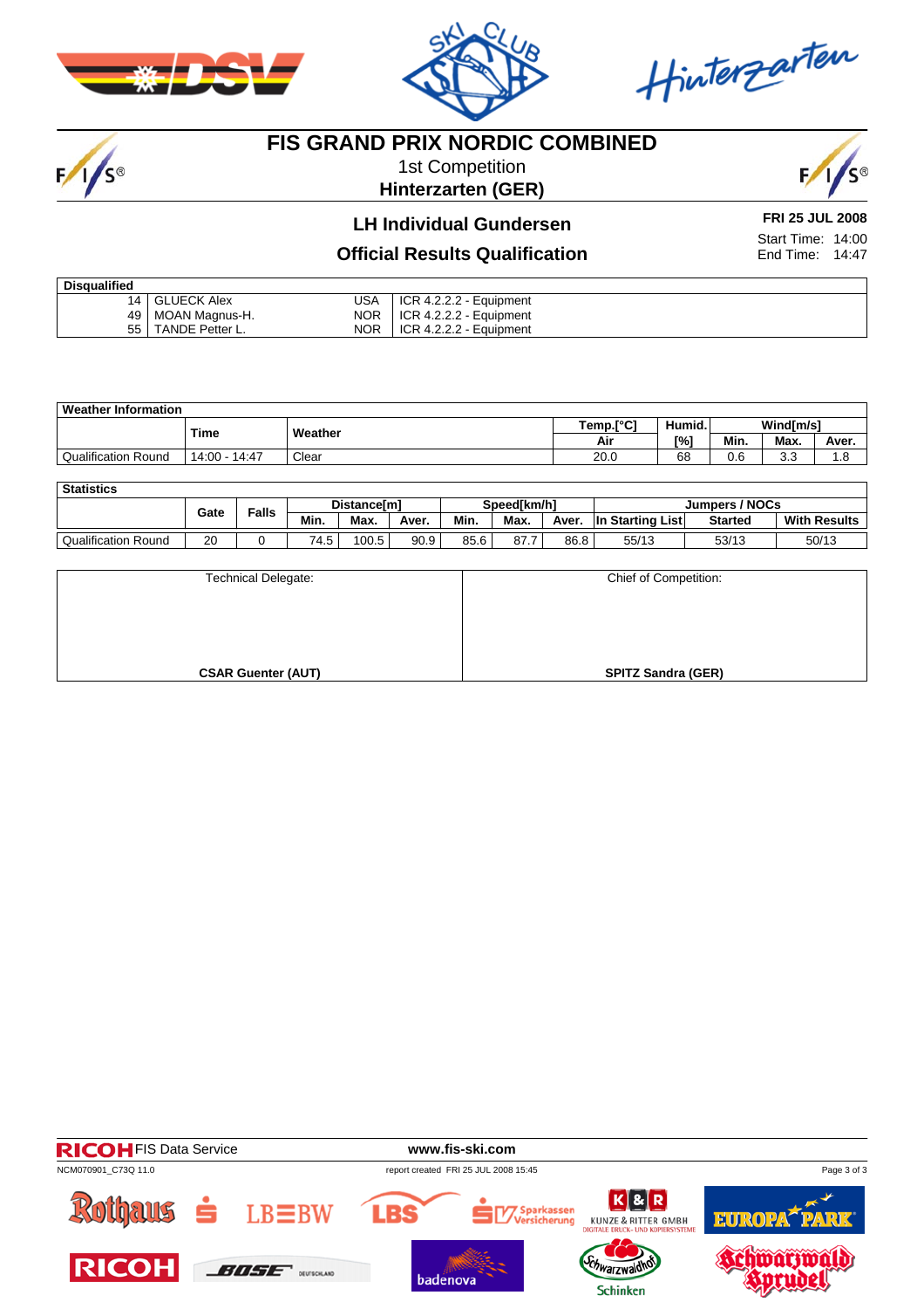# FIS GRAND PRIX NORDIC COMBINED

1st Competition

**Hinterzarten (GER)**

## LH Individual Gundersen

## Official Results Qualification

**FRI 25 JUL 2008**

Start Time: 14:00
End Time: 14:47

| Disqualified | | | |
|---|---|---|---|
| 14 | GLUECK Alex | USA | ICR 4.2.2.2 - Equipment |
| 49 | MOAN Magnus-H. | NOR | ICR 4.2.2.2 - Equipment |
| 55 | TANDE Petter L. | NOR | ICR 4.2.2.2 - Equipment |

**Weather Information**

| | Time | Weather | Temp.[°C] | Humid. | Wind[m/s] | | |
|---|---|---|---|---|---|---|---|
| | | | Air | [%] | Min. | Max. | Aver. |
| Qualification Round | 14:00 - 14:47 | Clear | 20.0 | 68 | 0.6 | 3.3 | 1.8 |

**Statistics**

| | Gate | Falls | Distance[m] | | | Speed[km/h] | | | Jumpers / NOCs | | |
|---|---|---|---|---|---|---|---|---|---|---|---|
| | | | Min. | Max. | Aver. | Min. | Max. | Aver. | In Starting List | Started | With Results |
| Qualification Round | 20 | 0 | 74.5 | 100.5 | 90.9 | 85.6 | 87.7 | 86.8 | 55/13 | 53/13 | 50/13 |

| Technical Delegate: | Chief of Competition: |
|---|---|
| **CSAR Guenter (AUT)** | **SPITZ Sandra (GER)** |

RICOH FIS Data Service www.fis-ski.com

NCM070901_C73Q 11.0 report created FRI 25 JUL 2008 15:45